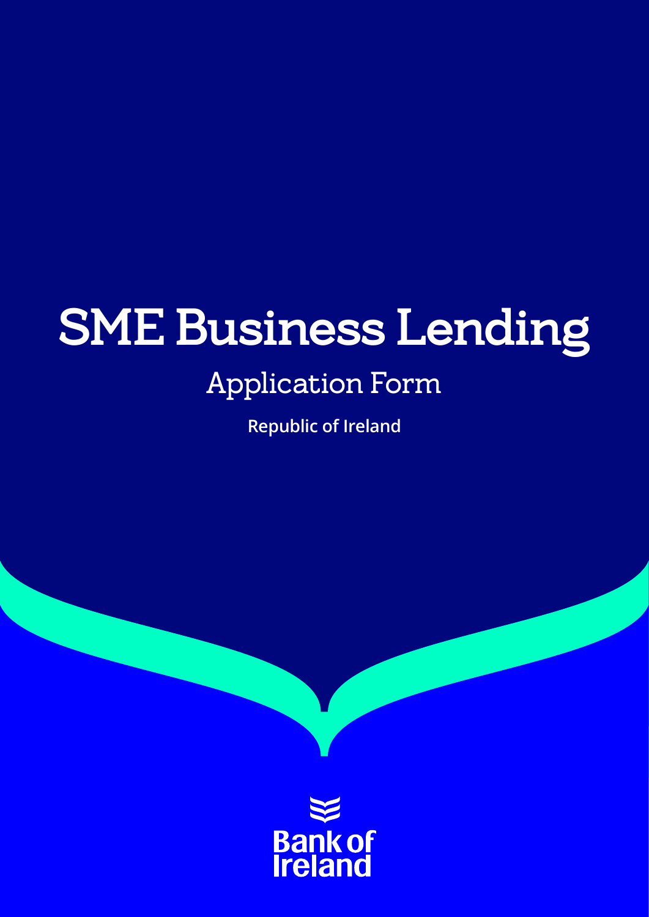# SME Business Lending

## Application Form

**Republic of Ireland**

Bank of Ireland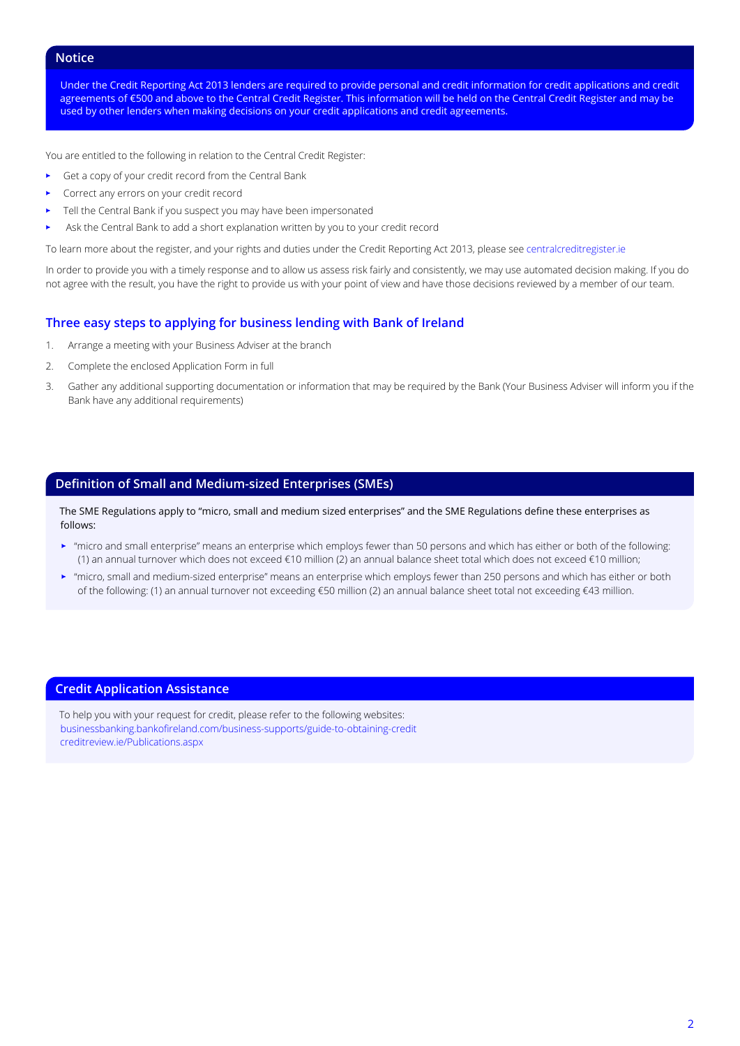## Notice

Under the Credit Reporting Act 2013 lenders are required to provide personal and credit information for credit applications and credit agreements of €500 and above to the Central Credit Register. This information will be held on the Central Credit Register and may be used by other lenders when making decisions on your credit applications and credit agreements.

You are entitled to the following in relation to the Central Credit Register:

- Get a copy of your credit record from the Central Bank
- Correct any errors on your credit record
- Tell the Central Bank if you suspect you may have been impersonated
- Ask the Central Bank to add a short explanation written by you to your credit record

To learn more about the register, and your rights and duties under the Credit Reporting Act 2013, please see centralcreditregister.ie

In order to provide you with a timely response and to allow us assess risk fairly and consistently, we may use automated decision making. If you do not agree with the result, you have the right to provide us with your point of view and have those decisions reviewed by a member of our team.

## Three easy steps to applying for business lending with Bank of Ireland

1. Arrange a meeting with your Business Adviser at the branch
2. Complete the enclosed Application Form in full
3. Gather any additional supporting documentation or information that may be required by the Bank (Your Business Adviser will inform you if the Bank have any additional requirements)

## Definition of Small and Medium-sized Enterprises (SMEs)

The SME Regulations apply to "micro, small and medium sized enterprises" and the SME Regulations define these enterprises as follows:

- "micro and small enterprise" means an enterprise which employs fewer than 50 persons and which has either or both of the following: (1) an annual turnover which does not exceed €10 million (2) an annual balance sheet total which does not exceed €10 million;
- "micro, small and medium-sized enterprise" means an enterprise which employs fewer than 250 persons and which has either or both of the following: (1) an annual turnover not exceeding €50 million (2) an annual balance sheet total not exceeding €43 million.

## Credit Application Assistance

To help you with your request for credit, please refer to the following websites:
businessbanking.bankofireland.com/business-supports/guide-to-obtaining-credit
creditreview.ie/Publications.aspx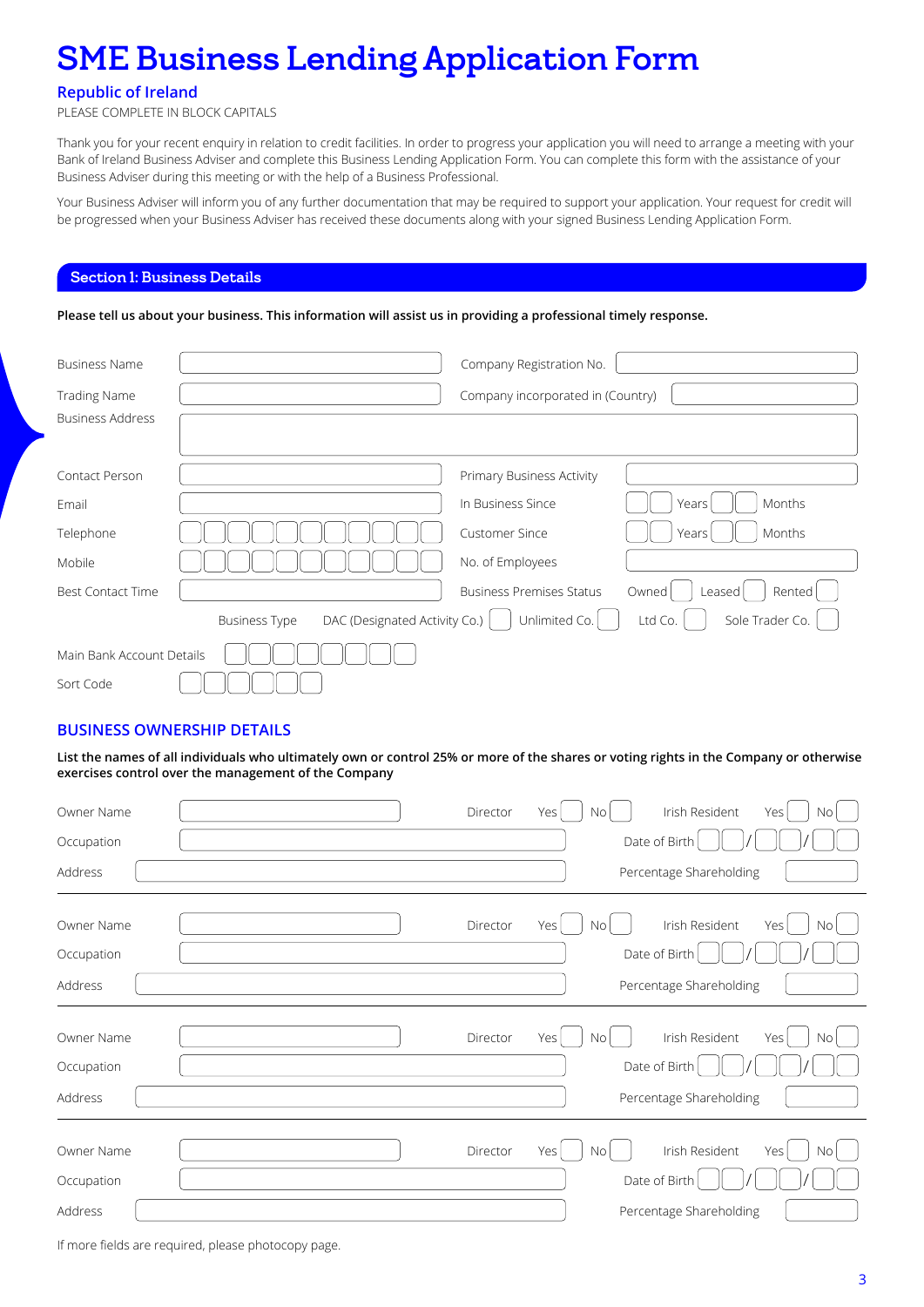# SME Business Lending Application Form

## Republic of Ireland

PLEASE COMPLETE IN BLOCK CAPITALS

Thank you for your recent enquiry in relation to credit facilities. In order to progress your application you will need to arrange a meeting with your Bank of Ireland Business Adviser and complete this Business Lending Application Form. You can complete this form with the assistance of your Business Adviser during this meeting or with the help of a Business Professional.

Your Business Adviser will inform you of any further documentation that may be required to support your application. Your request for credit will be progressed when your Business Adviser has received these documents along with your signed Business Lending Application Form.

## Section 1: Business Details

**Please tell us about your business. This information will assist us in providing a professional timely response.**

Business Name ______________________ Company Registration No. ______________________

Trading Name ______________________ Company incorporated in (Country) ______________________

Business Address ______________________

Contact Person ______________________ Primary Business Activity ______________________

Email ______________________ In Business Since ☐☐ Years ☐☐ Months

Telephone ☐☐☐☐☐☐☐☐☐☐☐ Customer Since ☐☐ Years ☐☐ Months

Mobile ☐☐☐☐☐☐☐☐☐☐☐ No. of Employees ______________________

Best Contact Time ______________________ Business Premises Status Owned ☐ Leased ☐ Rented ☐

Business Type DAC (Designated Activity Co.) ☐ Unlimited Co. ☐ Ltd Co. ☐ Sole Trader Co. ☐

Main Bank Account Details ☐☐☐☐☐☐☐☐

Sort Code ☐☐☐☐☐☐

### BUSINESS OWNERSHIP DETAILS

**List the names of all individuals who ultimately own or control 25% or more of the shares or voting rights in the Company or otherwise exercises control over the management of the Company**

Owner Name ______________________ Director Yes ☐ No ☐ Irish Resident Yes ☐ No ☐

Occupation ______________________ Date of Birth ☐☐/☐☐/☐☐

Address ______________________ Percentage Shareholding ______

---

Owner Name ______________________ Director Yes ☐ No ☐ Irish Resident Yes ☐ No ☐

Occupation ______________________ Date of Birth ☐☐/☐☐/☐☐

Address ______________________ Percentage Shareholding ______

---

Owner Name ______________________ Director Yes ☐ No ☐ Irish Resident Yes ☐ No ☐

Occupation ______________________ Date of Birth ☐☐/☐☐/☐☐

Address ______________________ Percentage Shareholding ______

---

Owner Name ______________________ Director Yes ☐ No ☐ Irish Resident Yes ☐ No ☐

Occupation ______________________ Date of Birth ☐☐/☐☐/☐☐

Address ______________________ Percentage Shareholding ______

If more fields are required, please photocopy page.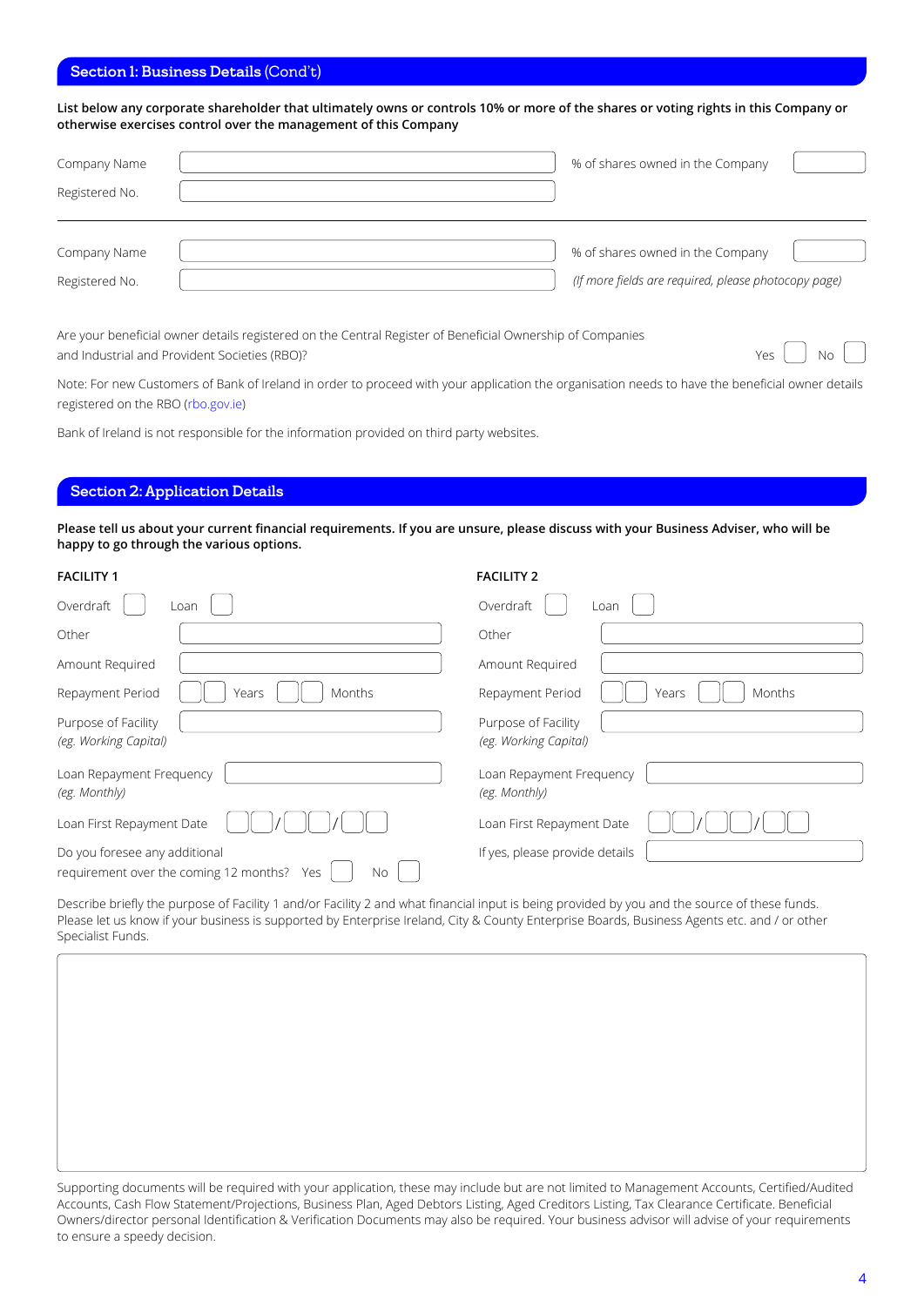## Section 1: Business Details (Cond't)

**List below any corporate shareholder that ultimately owns or controls 10% or more of the shares or voting rights in this Company or otherwise exercises control over the management of this Company**

Company Name ______________________ % of shares owned in the Company ______

Registered No. ______________________

Company Name ______________________ % of shares owned in the Company ______

Registered No. ______________________ *(If more fields are required, please photocopy page)*

Are your beneficial owner details registered on the Central Register of Beneficial Ownership of Companies and Industrial and Provident Societies (RBO)? Yes ☐ No ☐

Note: For new Customers of Bank of Ireland in order to proceed with your application the organisation needs to have the beneficial owner details registered on the RBO (rbo.gov.ie)

Bank of Ireland is not responsible for the information provided on third party websites.

## Section 2: Application Details

**Please tell us about your current financial requirements. If you are unsure, please discuss with your Business Adviser, who will be happy to go through the various options.**

**FACILITY 1**

Overdraft ☐ Loan ☐

Other ______________________

Amount Required ______________________

Repayment Period ☐☐ Years ☐☐ Months

Purpose of Facility *(eg. Working Capital)* ______________________

Loan Repayment Frequency *(eg. Monthly)* ______________________

Loan First Repayment Date ☐☐/☐☐/☐☐

Do you foresee any additional requirement over the coming 12 months? Yes ☐ No ☐

**FACILITY 2**

Overdraft ☐ Loan ☐

Other ______________________

Amount Required ______________________

Repayment Period ☐☐ Years ☐☐ Months

Purpose of Facility *(eg. Working Capital)* ______________________

Loan Repayment Frequency *(eg. Monthly)* ______________________

Loan First Repayment Date ☐☐/☐☐/☐☐

If yes, please provide details ______________________

Describe briefly the purpose of Facility 1 and/or Facility 2 and what financial input is being provided by you and the source of these funds. Please let us know if your business is supported by Enterprise Ireland, City & County Enterprise Boards, Business Agents etc. and / or other Specialist Funds.

______________________

Supporting documents will be required with your application, these may include but are not limited to Management Accounts, Certified/Audited Accounts, Cash Flow Statement/Projections, Business Plan, Aged Debtors Listing, Aged Creditors Listing, Tax Clearance Certificate. Beneficial Owners/director personal Identification & Verification Documents may also be required. Your business advisor will advise of your requirements to ensure a speedy decision.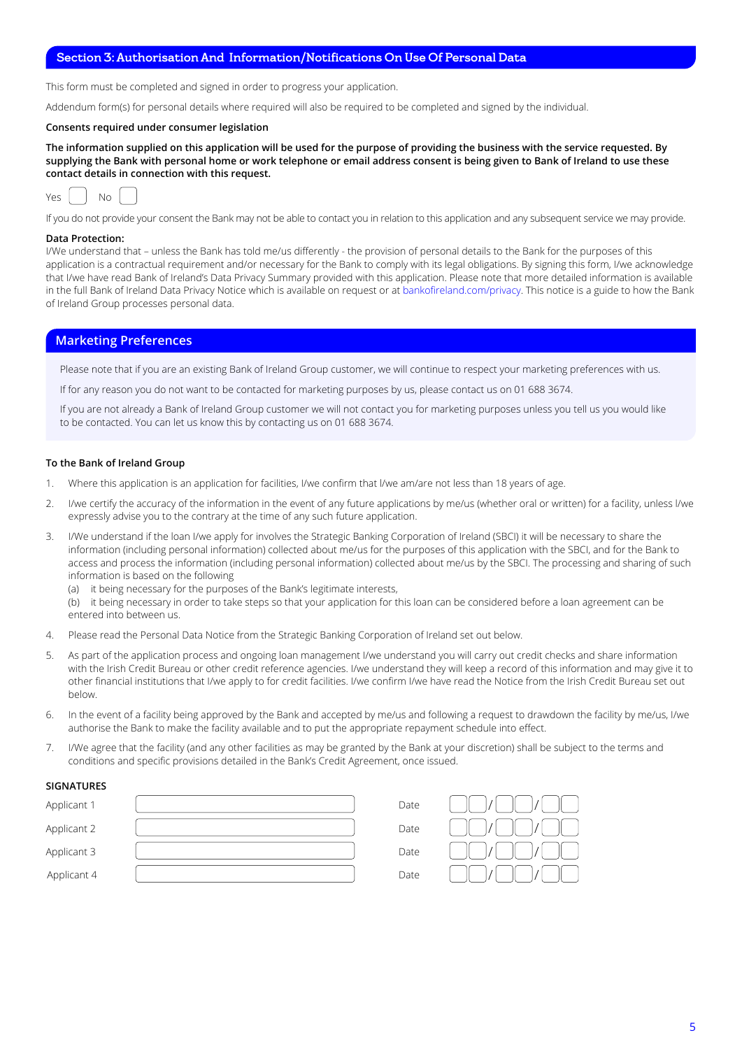## Section 3: Authorisation And Information/Notifications On Use Of Personal Data

This form must be completed and signed in order to progress your application.

Addendum form(s) for personal details where required will also be required to be completed and signed by the individual.

**Consents required under consumer legislation**

**The information supplied on this application will be used for the purpose of providing the business with the service requested. By supplying the Bank with personal home or work telephone or email address consent is being given to Bank of Ireland to use these contact details in connection with this request.**

Yes ☐ No ☐

If you do not provide your consent the Bank may not be able to contact you in relation to this application and any subsequent service we may provide.

**Data Protection:**
I/We understand that – unless the Bank has told me/us differently - the provision of personal details to the Bank for the purposes of this application is a contractual requirement and/or necessary for the Bank to comply with its legal obligations. By signing this form, I/we acknowledge that I/we have read Bank of Ireland's Data Privacy Summary provided with this application. Please note that more detailed information is available in the full Bank of Ireland Data Privacy Notice which is available on request or at bankofireland.com/privacy. This notice is a guide to how the Bank of Ireland Group processes personal data.

## Marketing Preferences

Please note that if you are an existing Bank of Ireland Group customer, we will continue to respect your marketing preferences with us.

If for any reason you do not want to be contacted for marketing purposes by us, please contact us on 01 688 3674.

If you are not already a Bank of Ireland Group customer we will not contact you for marketing purposes unless you tell us you would like to be contacted. You can let us know this by contacting us on 01 688 3674.

**To the Bank of Ireland Group**

1. Where this application is an application for facilities, I/we confirm that I/we am/are not less than 18 years of age.
2. I/we certify the accuracy of the information in the event of any future applications by me/us (whether oral or written) for a facility, unless I/we expressly advise you to the contrary at the time of any such future application.
3. I/We understand if the loan I/we apply for involves the Strategic Banking Corporation of Ireland (SBCI) it will be necessary to share the information (including personal information) collected about me/us for the purposes of this application with the SBCI, and for the Bank to access and process the information (including personal information) collected about me/us by the SBCI. The processing and sharing of such information is based on the following
   (a) it being necessary for the purposes of the Bank's legitimate interests,
   (b) it being necessary in order to take steps so that your application for this loan can be considered before a loan agreement can be entered into between us.
4. Please read the Personal Data Notice from the Strategic Banking Corporation of Ireland set out below.
5. As part of the application process and ongoing loan management I/we understand you will carry out credit checks and share information with the Irish Credit Bureau or other credit reference agencies. I/we understand they will keep a record of this information and may give it to other financial institutions that I/we apply to for credit facilities. I/we confirm I/we have read the Notice from the Irish Credit Bureau set out below.
6. In the event of a facility being approved by the Bank and accepted by me/us and following a request to drawdown the facility by me/us, I/we authorise the Bank to make the facility available and to put the appropriate repayment schedule into effect.
7. I/We agree that the facility (and any other facilities as may be granted by the Bank at your discretion) shall be subject to the terms and conditions and specific provisions detailed in the Bank's Credit Agreement, once issued.

**SIGNATURES**

| | | | |
|---|---|---|---|
| Applicant 1 | | Date | __ __ / __ __ / __ __ |
| Applicant 2 | | Date | __ __ / __ __ / __ __ |
| Applicant 3 | | Date | __ __ / __ __ / __ __ |
| Applicant 4 | | Date | __ __ / __ __ / __ __ |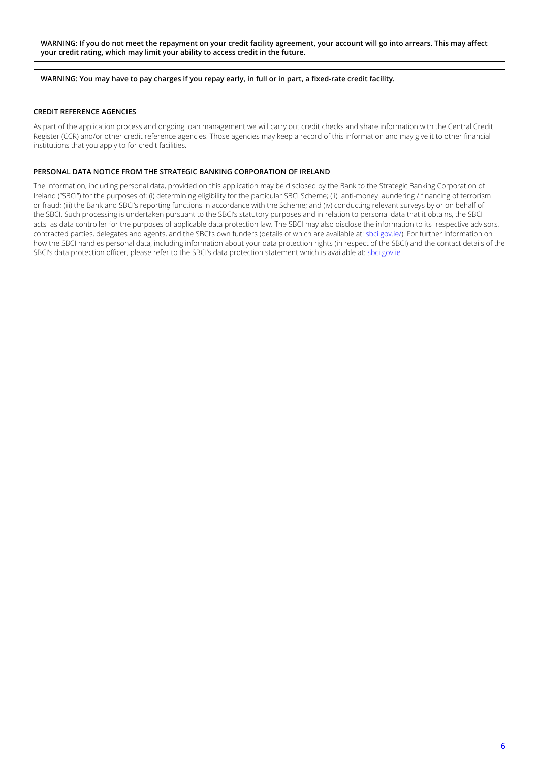**WARNING: If you do not meet the repayment on your credit facility agreement, your account will go into arrears. This may affect your credit rating, which may limit your ability to access credit in the future.**

**WARNING: You may have to pay charges if you repay early, in full or in part, a fixed-rate credit facility.**

### CREDIT REFERENCE AGENCIES

As part of the application process and ongoing loan management we will carry out credit checks and share information with the Central Credit Register (CCR) and/or other credit reference agencies. Those agencies may keep a record of this information and may give it to other financial institutions that you apply to for credit facilities.

### PERSONAL DATA NOTICE FROM THE STRATEGIC BANKING CORPORATION OF IRELAND

The information, including personal data, provided on this application may be disclosed by the Bank to the Strategic Banking Corporation of Ireland ("SBCI") for the purposes of: (i) determining eligibility for the particular SBCI Scheme; (ii) anti-money laundering / financing of terrorism or fraud; (iii) the Bank and SBCI's reporting functions in accordance with the Scheme; and (iv) conducting relevant surveys by or on behalf of the SBCI. Such processing is undertaken pursuant to the SBCI's statutory purposes and in relation to personal data that it obtains, the SBCI acts as data controller for the purposes of applicable data protection law. The SBCI may also disclose the information to its respective advisors, contracted parties, delegates and agents, and the SBCI's own funders (details of which are available at: sbci.gov.ie/). For further information on how the SBCI handles personal data, including information about your data protection rights (in respect of the SBCI) and the contact details of the SBCI's data protection officer, please refer to the SBCI's data protection statement which is available at: sbci.gov.ie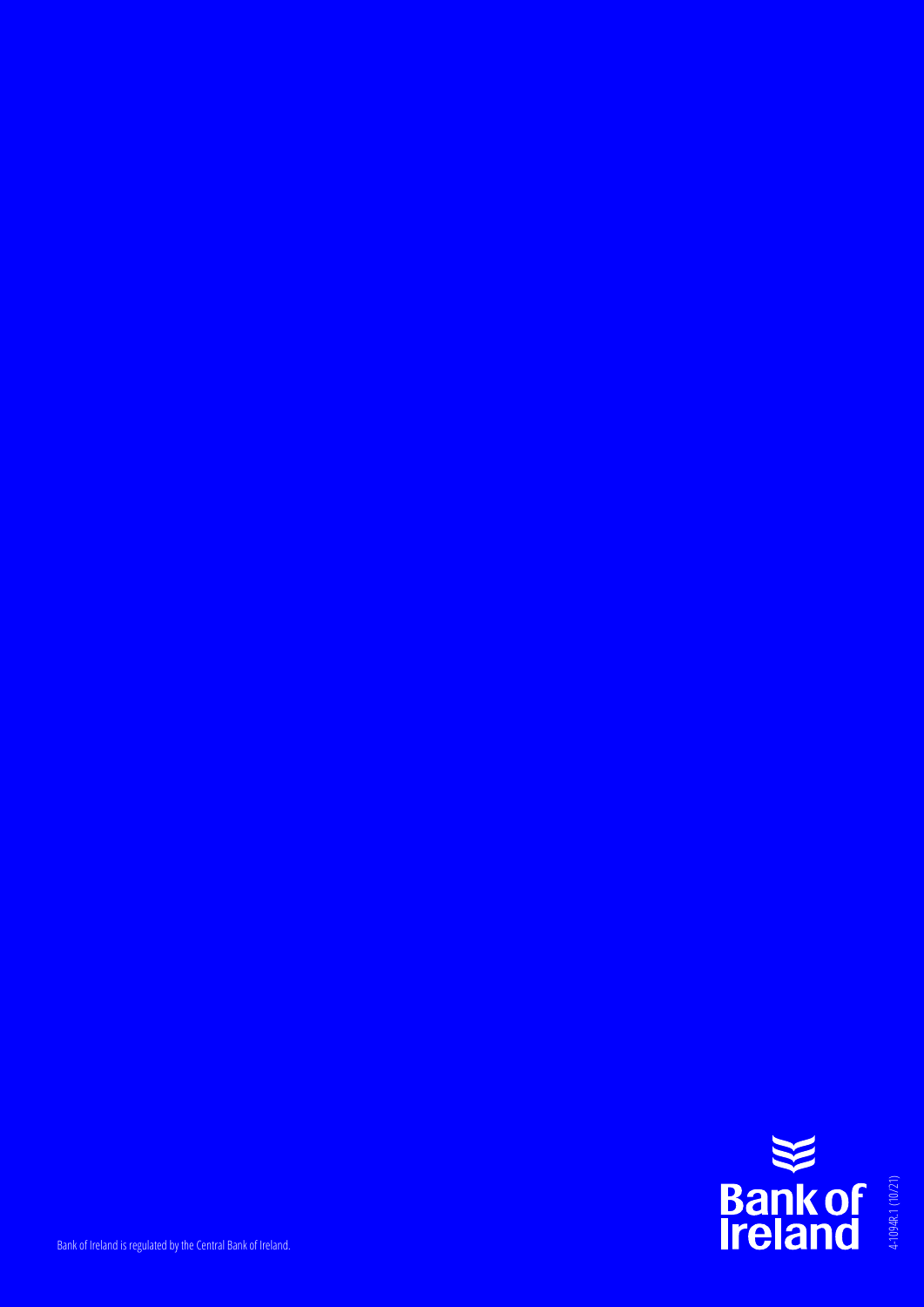Bank of Ireland is regulated by the Central Bank of Ireland.

Bank of Ireland

4-1094R.1 (10/21)